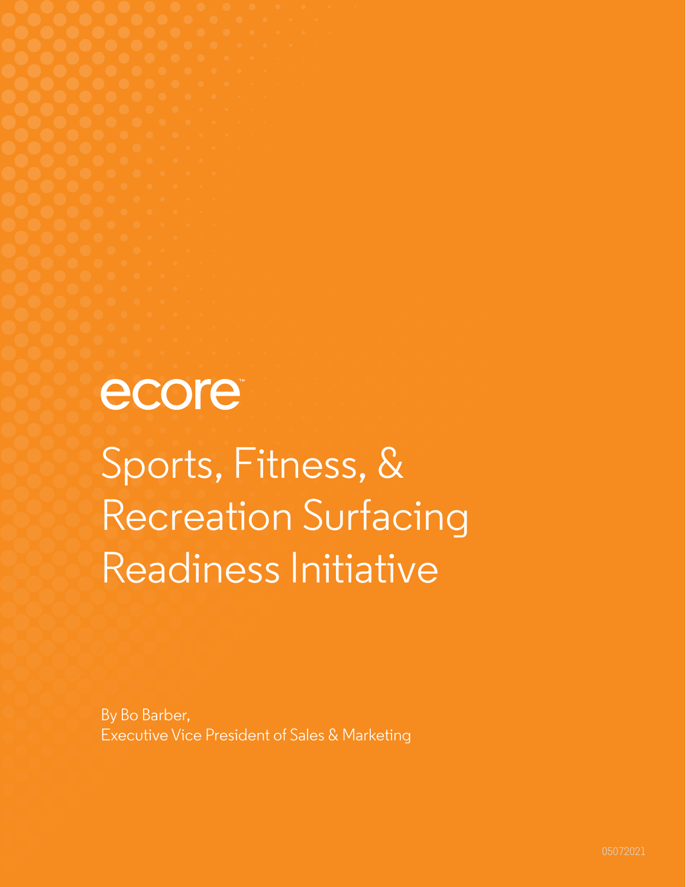ecore™

# Sports, Fitness, & Recreation Surfacing Readiness Initiative

By Bo Barber,
Executive Vice President of Sales & Marketing

05072021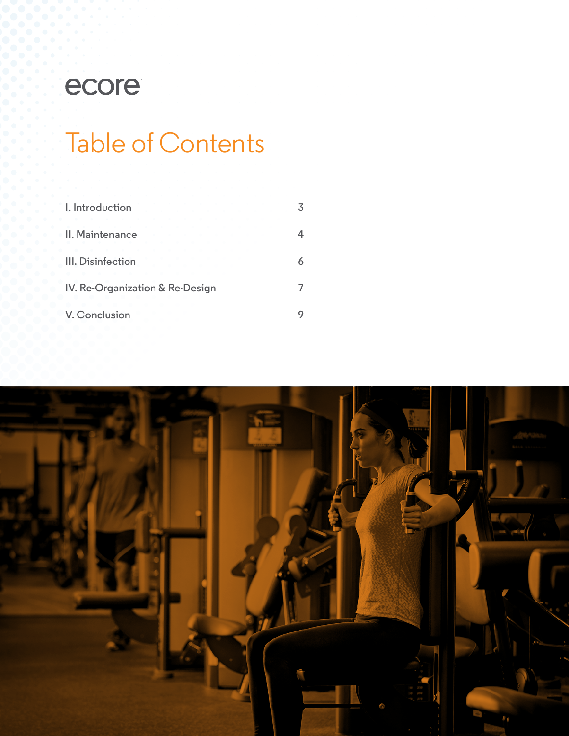ecore

# Table of Contents

| | |
|---|---|
| I. Introduction | 3 |
| II. Maintenance | 4 |
| III. Disinfection | 6 |
| IV. Re-Organization & Re-Design | 7 |
| V. Conclusion | 9 |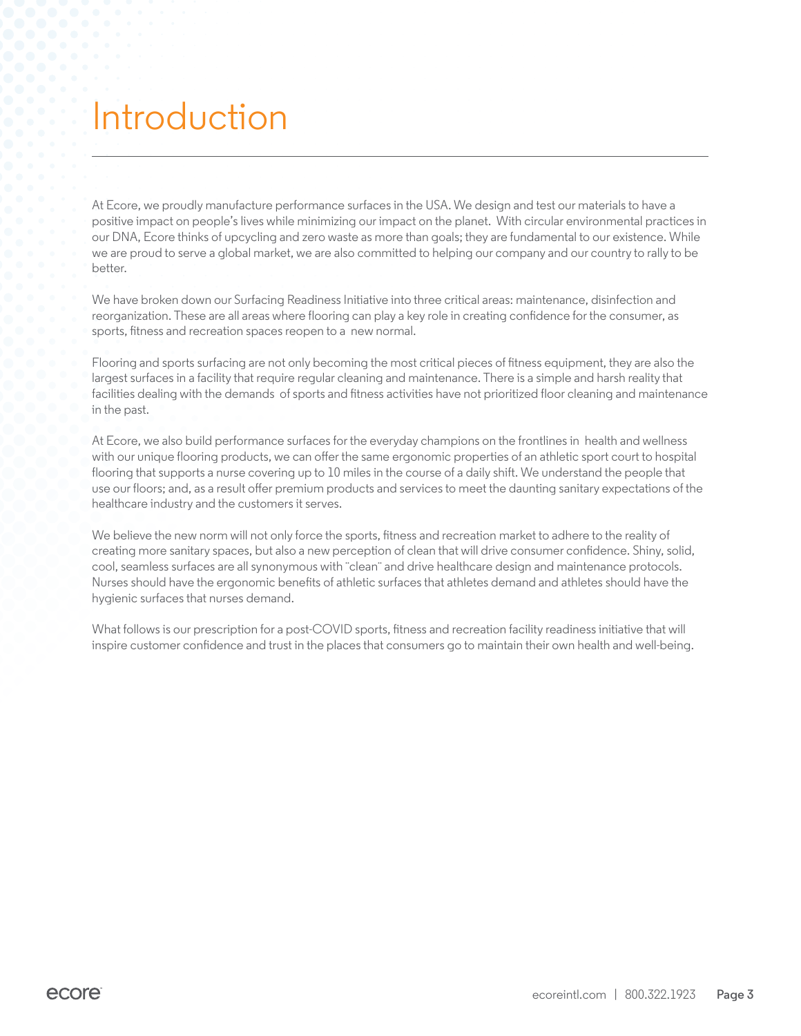# Introduction

At Ecore, we proudly manufacture performance surfaces in the USA. We design and test our materials to have a positive impact on people's lives while minimizing our impact on the planet. With circular environmental practices in our DNA, Ecore thinks of upcycling and zero waste as more than goals; they are fundamental to our existence. While we are proud to serve a global market, we are also committed to helping our company and our country to rally to be better.

We have broken down our Surfacing Readiness Initiative into three critical areas: maintenance, disinfection and reorganization. These are all areas where flooring can play a key role in creating confidence for the consumer, as sports, fitness and recreation spaces reopen to a new normal.

Flooring and sports surfacing are not only becoming the most critical pieces of fitness equipment, they are also the largest surfaces in a facility that require regular cleaning and maintenance. There is a simple and harsh reality that facilities dealing with the demands of sports and fitness activities have not prioritized floor cleaning and maintenance in the past.

At Ecore, we also build performance surfaces for the everyday champions on the frontlines in health and wellness with our unique flooring products, we can offer the same ergonomic properties of an athletic sport court to hospital flooring that supports a nurse covering up to 10 miles in the course of a daily shift. We understand the people that use our floors; and, as a result offer premium products and services to meet the daunting sanitary expectations of the healthcare industry and the customers it serves.

We believe the new norm will not only force the sports, fitness and recreation market to adhere to the reality of creating more sanitary spaces, but also a new perception of clean that will drive consumer confidence. Shiny, solid, cool, seamless surfaces are all synonymous with "clean" and drive healthcare design and maintenance protocols. Nurses should have the ergonomic benefits of athletic surfaces that athletes demand and athletes should have the hygienic surfaces that nurses demand.

What follows is our prescription for a post-COVID sports, fitness and recreation facility readiness initiative that will inspire customer confidence and trust in the places that consumers go to maintain their own health and well-being.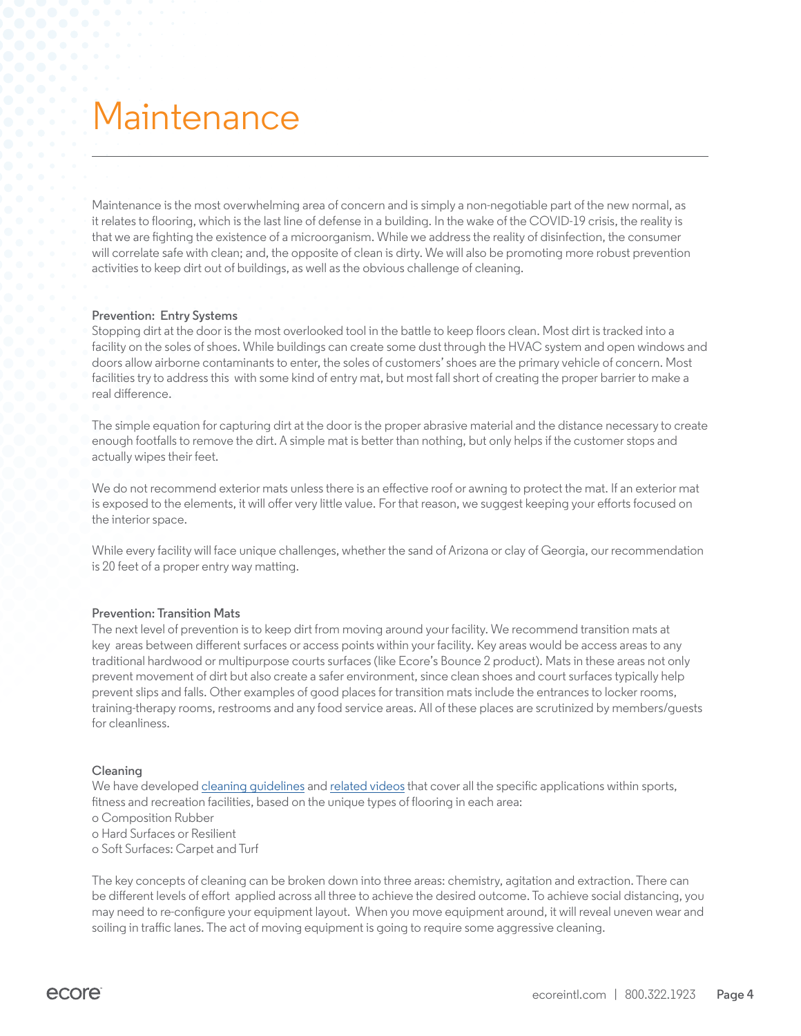# Maintenance

Maintenance is the most overwhelming area of concern and is simply a non-negotiable part of the new normal, as it relates to flooring, which is the last line of defense in a building. In the wake of the COVID-19 crisis, the reality is that we are fighting the existence of a microorganism. While we address the reality of disinfection, the consumer will correlate safe with clean; and, the opposite of clean is dirty. We will also be promoting more robust prevention activities to keep dirt out of buildings, as well as the obvious challenge of cleaning.

**Prevention: Entry Systems**

Stopping dirt at the door is the most overlooked tool in the battle to keep floors clean. Most dirt is tracked into a facility on the soles of shoes. While buildings can create some dust through the HVAC system and open windows and doors allow airborne contaminants to enter, the soles of customers' shoes are the primary vehicle of concern. Most facilities try to address this with some kind of entry mat, but most fall short of creating the proper barrier to make a real difference.

The simple equation for capturing dirt at the door is the proper abrasive material and the distance necessary to create enough footfalls to remove the dirt. A simple mat is better than nothing, but only helps if the customer stops and actually wipes their feet.

We do not recommend exterior mats unless there is an effective roof or awning to protect the mat. If an exterior mat is exposed to the elements, it will offer very little value. For that reason, we suggest keeping your efforts focused on the interior space.

While every facility will face unique challenges, whether the sand of Arizona or clay of Georgia, our recommendation is 20 feet of a proper entry way matting.

**Prevention: Transition Mats**

The next level of prevention is to keep dirt from moving around your facility. We recommend transition mats at key areas between different surfaces or access points within your facility. Key areas would be access areas to any traditional hardwood or multipurpose courts surfaces (like Ecore's Bounce 2 product). Mats in these areas not only prevent movement of dirt but also create a safer environment, since clean shoes and court surfaces typically help prevent slips and falls. Other examples of good places for transition mats include the entrances to locker rooms, training-therapy rooms, restrooms and any food service areas. All of these places are scrutinized by members/guests for cleanliness.

**Cleaning**

We have developed cleaning guidelines and related videos that cover all the specific applications within sports, fitness and recreation facilities, based on the unique types of flooring in each area:

- Composition Rubber
- Hard Surfaces or Resilient
- Soft Surfaces: Carpet and Turf

The key concepts of cleaning can be broken down into three areas: chemistry, agitation and extraction. There can be different levels of effort applied across all three to achieve the desired outcome. To achieve social distancing, you may need to re-configure your equipment layout. When you move equipment around, it will reveal uneven wear and soiling in traffic lanes. The act of moving equipment is going to require some aggressive cleaning.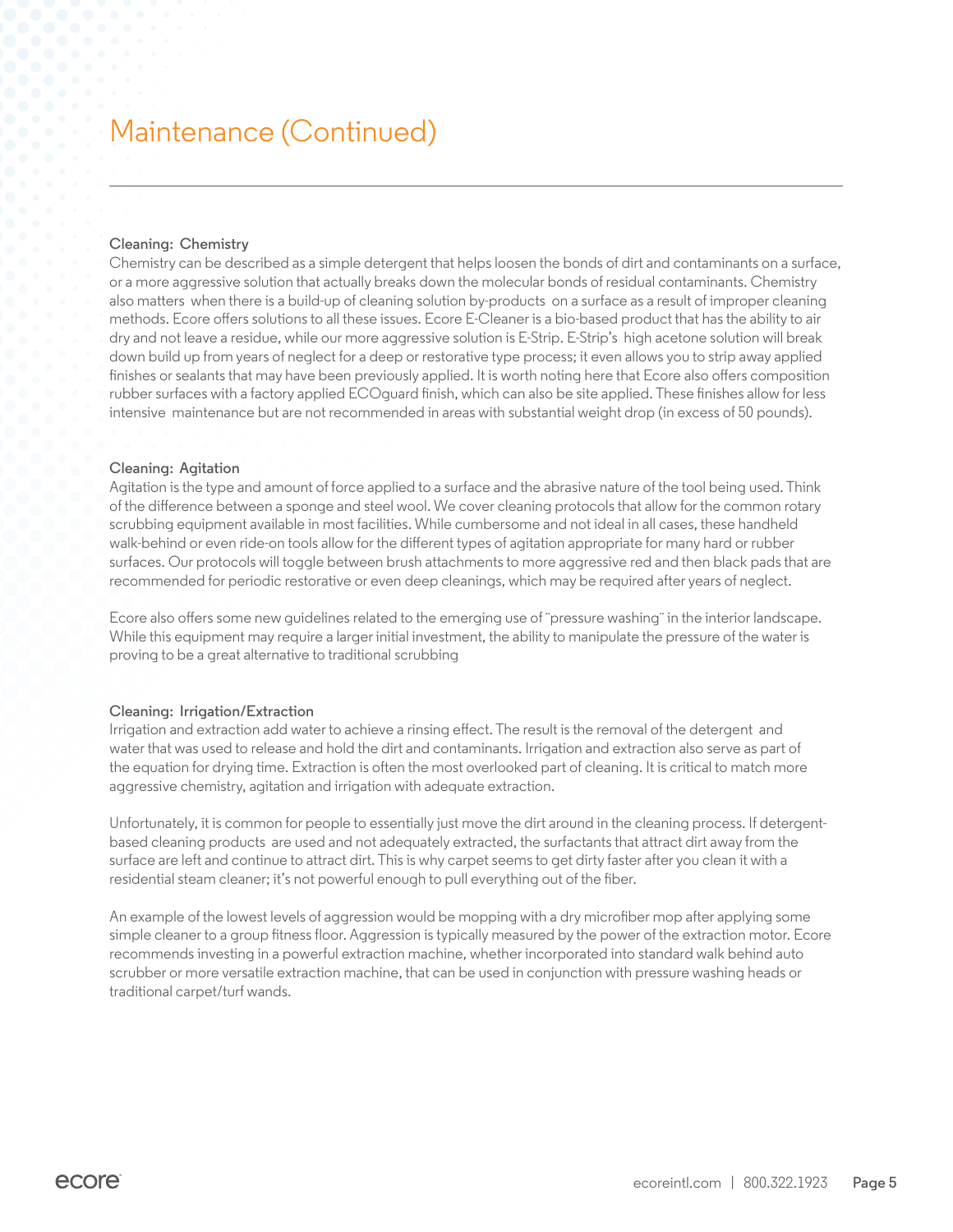# Maintenance (Continued)

### Cleaning: Chemistry

Chemistry can be described as a simple detergent that helps loosen the bonds of dirt and contaminants on a surface, or a more aggressive solution that actually breaks down the molecular bonds of residual contaminants. Chemistry also matters when there is a build-up of cleaning solution by-products on a surface as a result of improper cleaning methods. Ecore offers solutions to all these issues. Ecore E-Cleaner is a bio-based product that has the ability to air dry and not leave a residue, while our more aggressive solution is E-Strip. E-Strip's high acetone solution will break down build up from years of neglect for a deep or restorative type process; it even allows you to strip away applied finishes or sealants that may have been previously applied. It is worth noting here that Ecore also offers composition rubber surfaces with a factory applied ECOguard finish, which can also be site applied. These finishes allow for less intensive maintenance but are not recommended in areas with substantial weight drop (in excess of 50 pounds).

### Cleaning: Agitation

Agitation is the type and amount of force applied to a surface and the abrasive nature of the tool being used. Think of the difference between a sponge and steel wool. We cover cleaning protocols that allow for the common rotary scrubbing equipment available in most facilities. While cumbersome and not ideal in all cases, these handheld walk-behind or even ride-on tools allow for the different types of agitation appropriate for many hard or rubber surfaces. Our protocols will toggle between brush attachments to more aggressive red and then black pads that are recommended for periodic restorative or even deep cleanings, which may be required after years of neglect.

Ecore also offers some new guidelines related to the emerging use of "pressure washing" in the interior landscape. While this equipment may require a larger initial investment, the ability to manipulate the pressure of the water is proving to be a great alternative to traditional scrubbing

### Cleaning: Irrigation/Extraction

Irrigation and extraction add water to achieve a rinsing effect. The result is the removal of the detergent and water that was used to release and hold the dirt and contaminants. Irrigation and extraction also serve as part of the equation for drying time. Extraction is often the most overlooked part of cleaning. It is critical to match more aggressive chemistry, agitation and irrigation with adequate extraction.

Unfortunately, it is common for people to essentially just move the dirt around in the cleaning process. If detergent-based cleaning products are used and not adequately extracted, the surfactants that attract dirt away from the surface are left and continue to attract dirt. This is why carpet seems to get dirty faster after you clean it with a residential steam cleaner; it's not powerful enough to pull everything out of the fiber.

An example of the lowest levels of aggression would be mopping with a dry microfiber mop after applying some simple cleaner to a group fitness floor. Aggression is typically measured by the power of the extraction motor. Ecore recommends investing in a powerful extraction machine, whether incorporated into standard walk behind auto scrubber or more versatile extraction machine, that can be used in conjunction with pressure washing heads or traditional carpet/turf wands.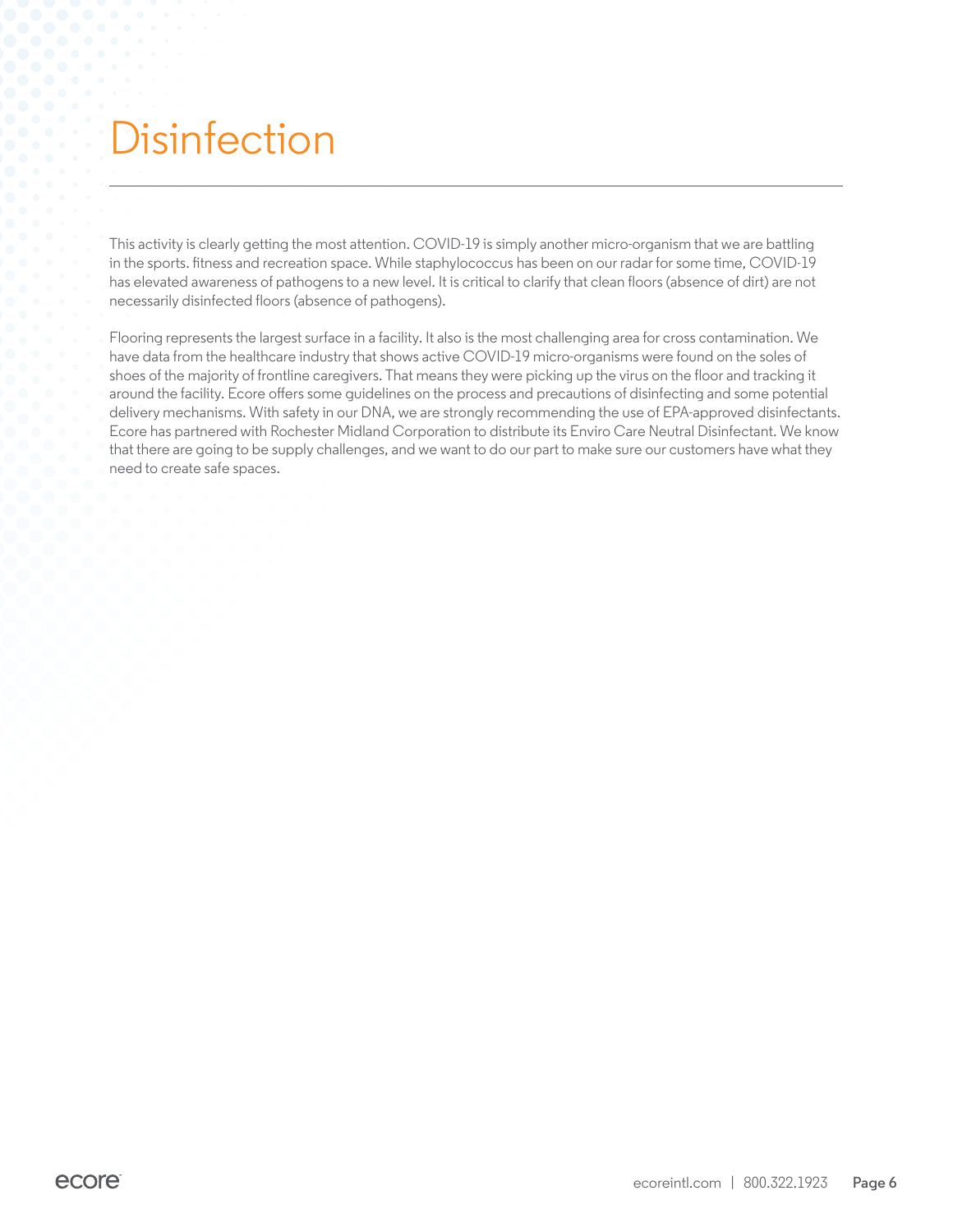# Disinfection

This activity is clearly getting the most attention. COVID-19 is simply another micro-organism that we are battling in the sports. fitness and recreation space. While staphylococcus has been on our radar for some time, COVID-19 has elevated awareness of pathogens to a new level. It is critical to clarify that clean floors (absence of dirt) are not necessarily disinfected floors (absence of pathogens).

Flooring represents the largest surface in a facility. It also is the most challenging area for cross contamination. We have data from the healthcare industry that shows active COVID-19 micro-organisms were found on the soles of shoes of the majority of frontline caregivers. That means they were picking up the virus on the floor and tracking it around the facility. Ecore offers some guidelines on the process and precautions of disinfecting and some potential delivery mechanisms. With safety in our DNA, we are strongly recommending the use of EPA-approved disinfectants. Ecore has partnered with Rochester Midland Corporation to distribute its Enviro Care Neutral Disinfectant. We know that there are going to be supply challenges, and we want to do our part to make sure our customers have what they need to create safe spaces.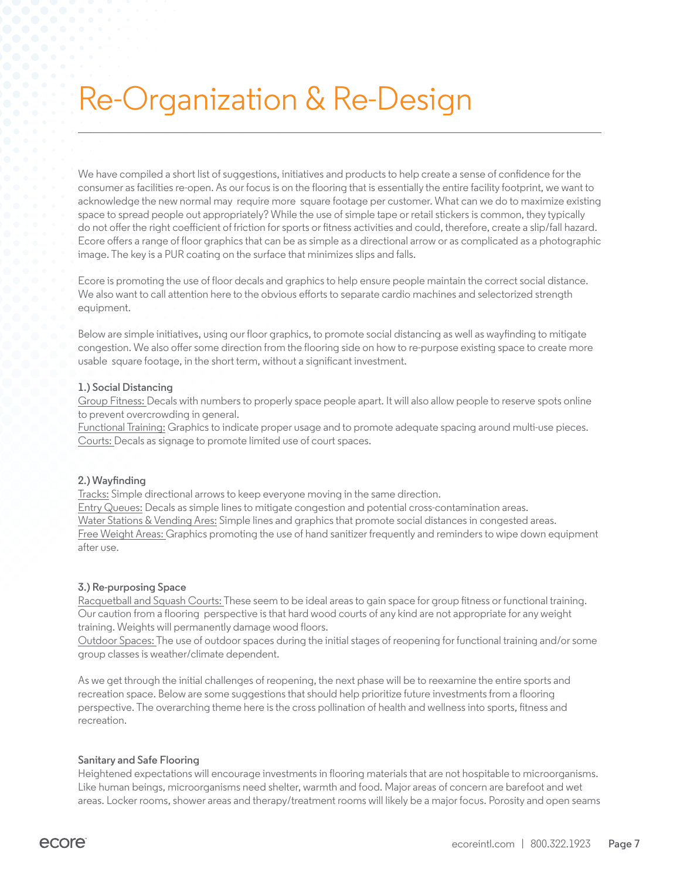# Re-Organization & Re-Design

We have compiled a short list of suggestions, initiatives and products to help create a sense of confidence for the consumer as facilities re-open. As our focus is on the flooring that is essentially the entire facility footprint, we want to acknowledge the new normal may require more square footage per customer. What can we do to maximize existing space to spread people out appropriately? While the use of simple tape or retail stickers is common, they typically do not offer the right coefficient of friction for sports or fitness activities and could, therefore, create a slip/fall hazard. Ecore offers a range of floor graphics that can be as simple as a directional arrow or as complicated as a photographic image. The key is a PUR coating on the surface that minimizes slips and falls.

Ecore is promoting the use of floor decals and graphics to help ensure people maintain the correct social distance. We also want to call attention here to the obvious efforts to separate cardio machines and selectorized strength equipment.

Below are simple initiatives, using our floor graphics, to promote social distancing as well as wayfinding to mitigate congestion. We also offer some direction from the flooring side on how to re-purpose existing space to create more usable square footage, in the short term, without a significant investment.

**1.) Social Distancing**

<u>Group Fitness:</u> Decals with numbers to properly space people apart. It will also allow people to reserve spots online to prevent overcrowding in general.
<u>Functional Training:</u> Graphics to indicate proper usage and to promote adequate spacing around multi-use pieces.
<u>Courts:</u> Decals as signage to promote limited use of court spaces.

**2.) Wayfinding**

<u>Tracks:</u> Simple directional arrows to keep everyone moving in the same direction.
<u>Entry Queues:</u> Decals as simple lines to mitigate congestion and potential cross-contamination areas.
<u>Water Stations & Vending Ares:</u> Simple lines and graphics that promote social distances in congested areas.
<u>Free Weight Areas:</u> Graphics promoting the use of hand sanitizer frequently and reminders to wipe down equipment after use.

**3.) Re-purposing Space**

<u>Racquetball and Squash Courts:</u> These seem to be ideal areas to gain space for group fitness or functional training. Our caution from a flooring perspective is that hard wood courts of any kind are not appropriate for any weight training. Weights will permanently damage wood floors.
<u>Outdoor Spaces:</u> The use of outdoor spaces during the initial stages of reopening for functional training and/or some group classes is weather/climate dependent.

As we get through the initial challenges of reopening, the next phase will be to reexamine the entire sports and recreation space. Below are some suggestions that should help prioritize future investments from a flooring perspective. The overarching theme here is the cross pollination of health and wellness into sports, fitness and recreation.

**Sanitary and Safe Flooring**

Heightened expectations will encourage investments in flooring materials that are not hospitable to microorganisms. Like human beings, microorganisms need shelter, warmth and food. Major areas of concern are barefoot and wet areas. Locker rooms, shower areas and therapy/treatment rooms will likely be a major focus. Porosity and open seams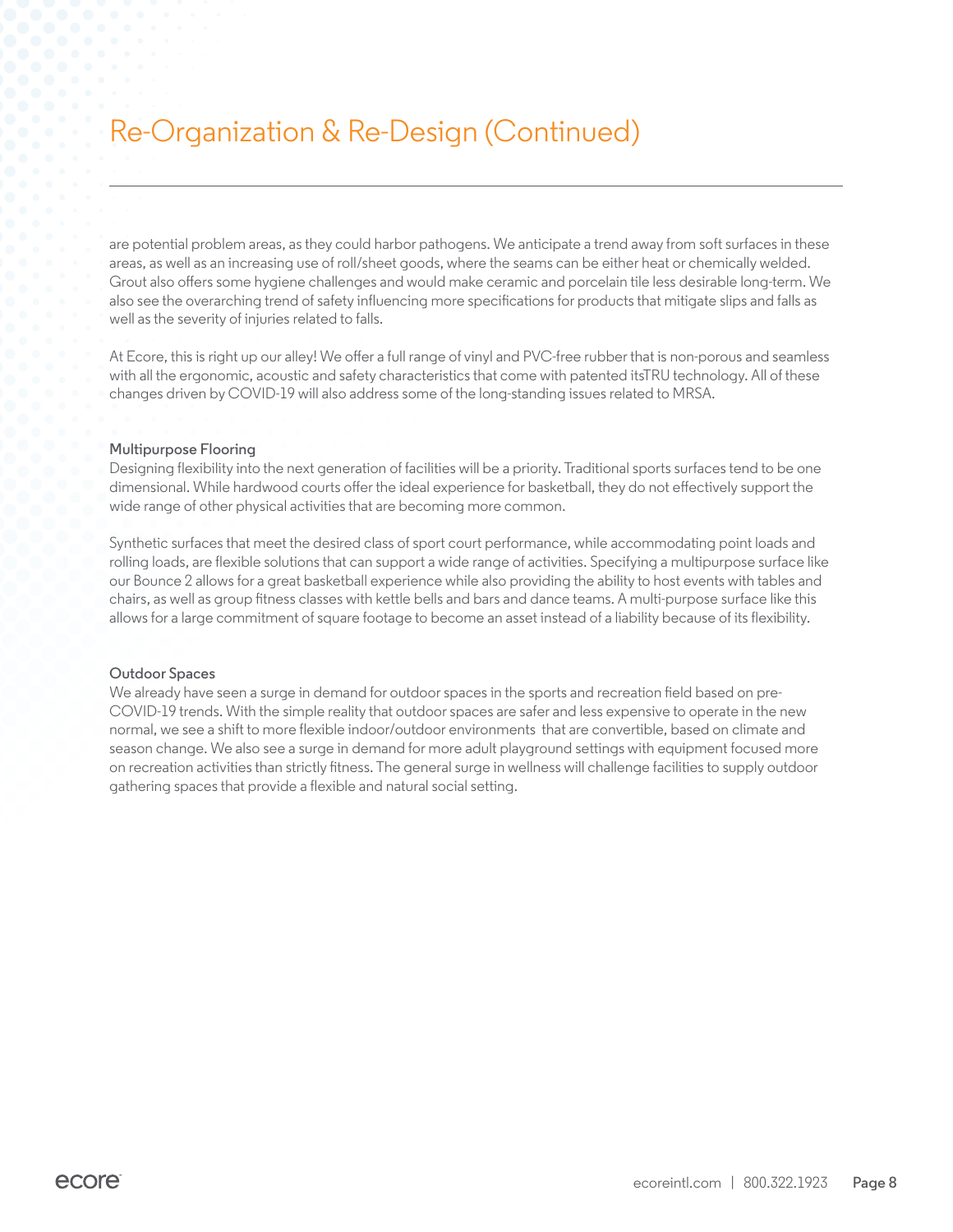# Re-Organization & Re-Design (Continued)

are potential problem areas, as they could harbor pathogens. We anticipate a trend away from soft surfaces in these areas, as well as an increasing use of roll/sheet goods, where the seams can be either heat or chemically welded. Grout also offers some hygiene challenges and would make ceramic and porcelain tile less desirable long-term. We also see the overarching trend of safety influencing more specifications for products that mitigate slips and falls as well as the severity of injuries related to falls.

At Ecore, this is right up our alley! We offer a full range of vinyl and PVC-free rubber that is non-porous and seamless with all the ergonomic, acoustic and safety characteristics that come with patented itsTRU technology. All of these changes driven by COVID-19 will also address some of the long-standing issues related to MRSA.

### Multipurpose Flooring

Designing flexibility into the next generation of facilities will be a priority. Traditional sports surfaces tend to be one dimensional. While hardwood courts offer the ideal experience for basketball, they do not effectively support the wide range of other physical activities that are becoming more common.

Synthetic surfaces that meet the desired class of sport court performance, while accommodating point loads and rolling loads, are flexible solutions that can support a wide range of activities. Specifying a multipurpose surface like our Bounce 2 allows for a great basketball experience while also providing the ability to host events with tables and chairs, as well as group fitness classes with kettle bells and bars and dance teams. A multi-purpose surface like this allows for a large commitment of square footage to become an asset instead of a liability because of its flexibility.

### Outdoor Spaces

We already have seen a surge in demand for outdoor spaces in the sports and recreation field based on pre-COVID-19 trends. With the simple reality that outdoor spaces are safer and less expensive to operate in the new normal, we see a shift to more flexible indoor/outdoor environments that are convertible, based on climate and season change. We also see a surge in demand for more adult playground settings with equipment focused more on recreation activities than strictly fitness. The general surge in wellness will challenge facilities to supply outdoor gathering spaces that provide a flexible and natural social setting.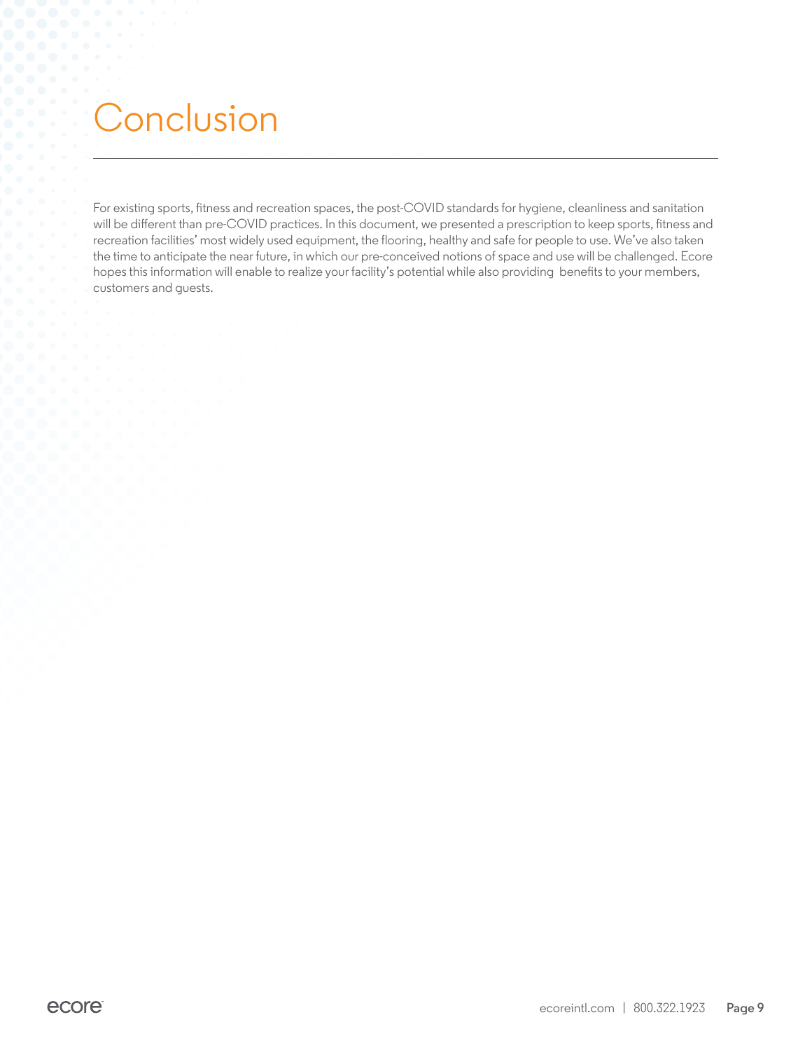# Conclusion

For existing sports, fitness and recreation spaces, the post-COVID standards for hygiene, cleanliness and sanitation will be different than pre-COVID practices. In this document, we presented a prescription to keep sports, fitness and recreation facilities' most widely used equipment, the flooring, healthy and safe for people to use. We've also taken the time to anticipate the near future, in which our pre-conceived notions of space and use will be challenged. Ecore hopes this information will enable to realize your facility's potential while also providing benefits to your members, customers and guests.